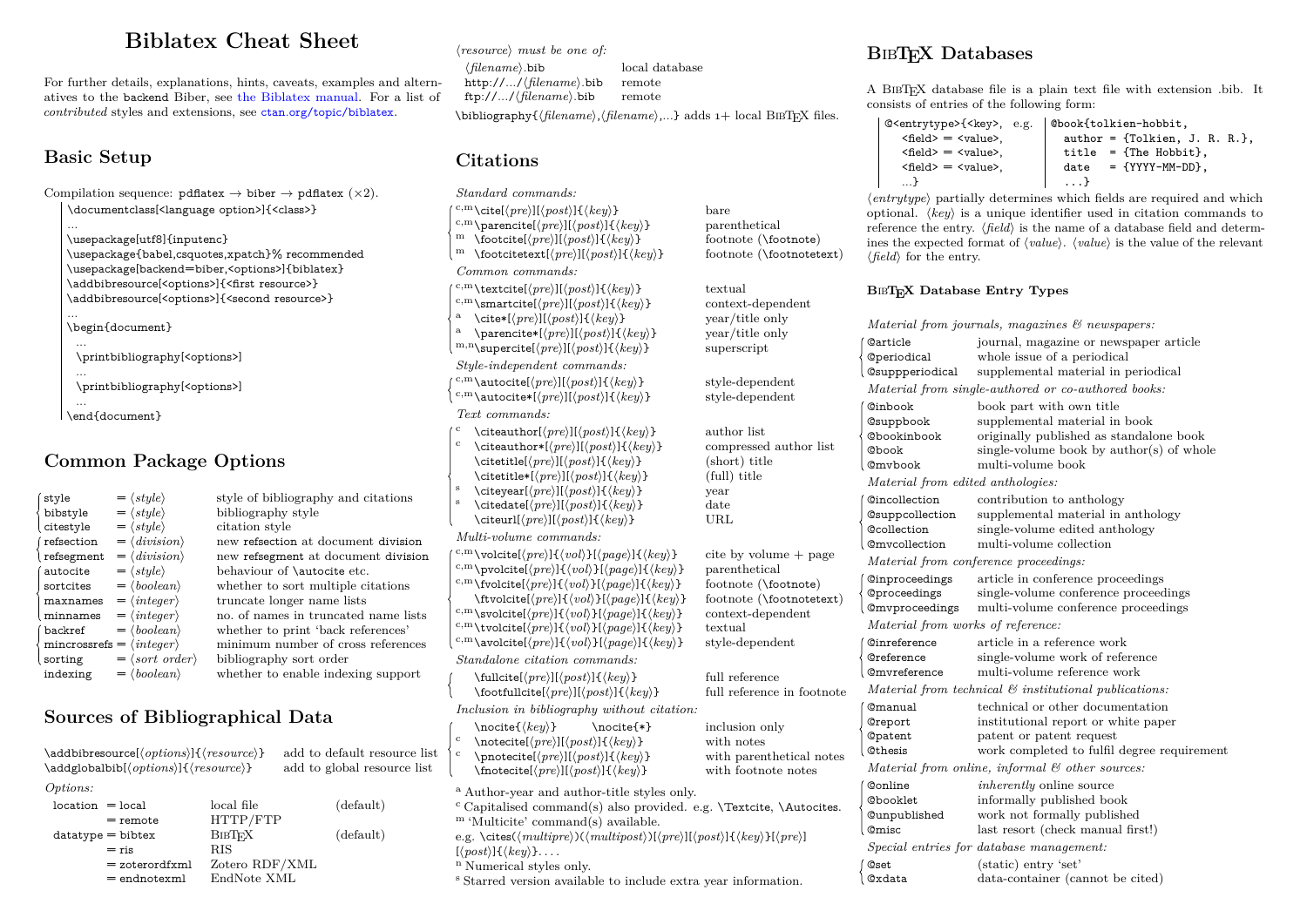# Biblatex Cheat Sheet

For further details, explanations, hints, caveats, examples and alternatives to the backend Biber, see the Biblatex manual. For a list of *contributed* styles and extensions, see ctan.org/topic/biblatex.

## Basic Setup

Compilation sequence: pdflatex → biber → pdflatex (×2).

```
\documentclass[<language option>]{<class>}
...
\usepackage[utf8]{inputenc}
\usepackage{babel,csquotes,xpatch}% recommended
\usepackage[backend=biber,<options>]{biblatex}
\addbibresource[<options>]{<first resource>}
\addbibresource[<options>]{<second resource>}
...
\begin{document}
  ...
  \printbibliography[<options>]
  ...
  \printbibliography[<options>]
  ...
\end{document}
```

## Common Package Options

| Option | Value | Description |
|---|---|---|
| style | = ⟨*style*⟩ | style of bibliography and citations |
| bibstyle | = ⟨*style*⟩ | bibliography style |
| citestyle | = ⟨*style*⟩ | citation style |
| refsection | = ⟨*division*⟩ | new refsection at document division |
| refsegment | = ⟨*division*⟩ | new refsegment at document division |
| autocite | = ⟨*style*⟩ | behaviour of \autocite etc. |
| sortcites | = ⟨*boolean*⟩ | whether to sort multiple citations |
| maxnames | = ⟨*integer*⟩ | truncate longer name lists |
| minnames | = ⟨*integer*⟩ | no. of names in truncated name lists |
| backref | = ⟨*boolean*⟩ | whether to print 'back references' |
| mincrossrefs | = ⟨*integer*⟩ | minimum number of cross references |
| sorting | = ⟨*sort order*⟩ | bibliography sort order |
| indexing | = ⟨*boolean*⟩ | whether to enable indexing support |

## Sources of Bibliographical Data

| Command | Description |
|---|---|
| \addbibresource[⟨*options*⟩]{⟨*resource*⟩} | add to default resource list |
| \addglobalbib[⟨*options*⟩]{⟨*resource*⟩} | add to global resource list |

*Options:*

| Option | Value | Description | |
|---|---|---|---|
| location | = local | local file | (default) |
| | = remote | HTTP/FTP | |
| datatype | = bibtex | BibTeX | (default) |
| | = ris | RIS | |
| | = zoterordfxml | Zotero RDF/XML | |
| | = endnotexml | EndNote XML | |

*⟨resource⟩ must be one of:*

| Resource | Description |
|---|---|
| ⟨*filename*⟩.bib | local database |
| http://.../⟨*filename*⟩.bib | remote |
| ftp://.../⟨*filename*⟩.bib | remote |

\bibliography{⟨*filename*⟩,⟨*filename*⟩,...} adds 1+ local BibTeX files.

## Citations

*Standard commands:*

| | Command | Description |
|---|---|---|
| c,m | \cite[⟨*pre*⟩][⟨*post*⟩]{⟨*key*⟩} | bare |
| c,m | \parencite[⟨*pre*⟩][⟨*post*⟩]{⟨*key*⟩} | parenthetical |
| m | \footcite[⟨*pre*⟩][⟨*post*⟩]{⟨*key*⟩} | footnote (\footnote) |
| m | \footcitetext[⟨*pre*⟩][⟨*post*⟩]{⟨*key*⟩} | footnote (\footnotetext) |

*Common commands:*

| | Command | Description |
|---|---|---|
| c,m | \textcite[⟨*pre*⟩][⟨*post*⟩]{⟨*key*⟩} | textual |
| c,m | \smartcite[⟨*pre*⟩][⟨*post*⟩]{⟨*key*⟩} | context-dependent |
| a | \cite*[⟨*pre*⟩][⟨*post*⟩]{⟨*key*⟩} | year/title only |
| a | \parencite*[⟨*pre*⟩][⟨*post*⟩]{⟨*key*⟩} | year/title only |
| m,n | \supercite[⟨*pre*⟩][⟨*post*⟩]{⟨*key*⟩} | superscript |

*Style-independent commands:*

| | Command | Description |
|---|---|---|
| c,m | \autocite[⟨*pre*⟩][⟨*post*⟩]{⟨*key*⟩} | style-dependent |
| c,m | \autocite*[⟨*pre*⟩][⟨*post*⟩]{⟨*key*⟩} | style-dependent |

*Text commands:*

| | Command | Description |
|---|---|---|
| c | \citeauthor[⟨*pre*⟩][⟨*post*⟩]{⟨*key*⟩} | author list |
| c | \citeauthor*[⟨*pre*⟩][⟨*post*⟩]{⟨*key*⟩} | compressed author list |
| | \citetitle[⟨*pre*⟩][⟨*post*⟩]{⟨*key*⟩} | (short) title |
| | \citetitle*[⟨*pre*⟩][⟨*post*⟩]{⟨*key*⟩} | (full) title |
| s | \citeyear[⟨*pre*⟩][⟨*post*⟩]{⟨*key*⟩} | year |
| s | \citedate[⟨*pre*⟩][⟨*post*⟩]{⟨*key*⟩} | date |
| | \citeurl[⟨*pre*⟩][⟨*post*⟩]{⟨*key*⟩} | URL |

*Multi-volume commands:*

| | Command | Description |
|---|---|---|
| c,m | \volcite[⟨*pre*⟩]{⟨*vol*⟩}[⟨*page*⟩]{⟨*key*⟩} | cite by volume + page |
| c,m | \pvolcite[⟨*pre*⟩]{⟨*vol*⟩}[⟨*page*⟩]{⟨*key*⟩} | parenthetical |
| c,m | \fvolcite[⟨*pre*⟩]{⟨*vol*⟩}[⟨*page*⟩]{⟨*key*⟩} | footnote (\footnote) |
| | \ftvolcite[⟨*pre*⟩]{⟨*vol*⟩}[⟨*page*⟩]{⟨*key*⟩} | footnote (\footnotetext) |
| c,m | \svolcite[⟨*pre*⟩]{⟨*vol*⟩}[⟨*page*⟩]{⟨*key*⟩} | context-dependent |
| c,m | \tvolcite[⟨*pre*⟩]{⟨*vol*⟩}[⟨*page*⟩]{⟨*key*⟩} | textual |
| c,m | \avolcite[⟨*pre*⟩]{⟨*vol*⟩}[⟨*page*⟩]{⟨*key*⟩} | style-dependent |

*Standalone citation commands:*

| Command | Description |
|---|---|
| \fullcite[⟨*pre*⟩][⟨*post*⟩]{⟨*key*⟩} | full reference |
| \footfullcite[⟨*pre*⟩][⟨*post*⟩]{⟨*key*⟩} | full reference in footnote |

*Inclusion in bibliography without citation:*

| | Command | Description |
|---|---|---|
| | \nocite{⟨*key*⟩} \nocite{*} | inclusion only |
| c | \notecite[⟨*pre*⟩][⟨*post*⟩]{⟨*key*⟩} | with notes |
| c | \pnotecite[⟨*pre*⟩][⟨*post*⟩]{⟨*key*⟩} | with parenthetical notes |
| | \fnotecite[⟨*pre*⟩][⟨*post*⟩]{⟨*key*⟩} | with footnote notes |

[a] Author-year and author-title styles only.
[c] Capitalised command(s) also provided. e.g. \Textcite, \Autocites.
[m] 'Multicite' command(s) available.
e.g. \cites(⟨*multipre*⟩)(⟨*multipost*⟩)[⟨*pre*⟩][⟨*post*⟩]{⟨*key*⟩}[⟨*pre*⟩][⟨*post*⟩]{⟨*key*⟩}. . . .
[n] Numerical styles only.
[s] Starred version available to include extra year information.

## BibTeX Databases

A BibTeX database file is a plain text file with extension .bib. It consists of entries of the following form:

```
@<entrytype>{<key>,      e.g.   @book{tolkien-hobbit,
  <field> = <value>,              author = {Tolkien, J. R. R.},
  <field> = <value>,              title  = {The Hobbit},
  <field> = <value>,              date   = {YYYY-MM-DD},
  ...}                            ...}
```

⟨*entrytype*⟩ partially determines which fields are required and which optional. ⟨*key*⟩ is a unique identifier used in citation commands to reference the entry. ⟨*field*⟩ is the name of a database field and determines the expected format of ⟨*value*⟩. ⟨*value*⟩ is the value of the relevant ⟨*field*⟩ for the entry.

### BibTeX Database Entry Types

*Material from journals, magazines & newspapers:*

| Entry type | Description |
|---|---|
| @article | journal, magazine or newspaper article |
| @periodical | whole issue of a periodical |
| @suppperiodical | supplemental material in periodical |

*Material from single-authored or co-authored books:*

| Entry type | Description |
|---|---|
| @inbook | book part with own title |
| @suppbook | supplemental material in book |
| @bookinbook | originally published as standalone book |
| @book | single-volume book by author(s) of whole |
| @mvbook | multi-volume book |

*Material from edited anthologies:*

| Entry type | Description |
|---|---|
| @incollection | contribution to anthology |
| @suppcollection | supplemental material in anthology |
| @collection | single-volume edited anthology |
| @mvcollection | multi-volume collection |

*Material from conference proceedings:*

| Entry type | Description |
|---|---|
| @inproceedings | article in conference proceedings |
| @proceedings | single-volume conference proceedings |
| @mvproceedings | multi-volume conference proceedings |

*Material from works of reference:*

| Entry type | Description |
|---|---|
| @inreference | article in a reference work |
| @reference | single-volume work of reference |
| @mvreference | multi-volume reference work |

*Material from technical & institutional publications:*

| Entry type | Description |
|---|---|
| @manual | technical or other documentation |
| @report | institutional report or white paper |
| @patent | patent or patent request |
| @thesis | work completed to fulfil degree requirement |

*Material from online, informal & other sources:*

| Entry type | Description |
|---|---|
| @online | *inherently* online source |
| @booklet | informally published book |
| @unpublished | work not formally published |
| @misc | last resort (check manual first!) |

*Special entries for database management:*

| Entry type | Description |
|---|---|
| @set | (static) entry 'set' |
| @xdata | data-container (cannot be cited) |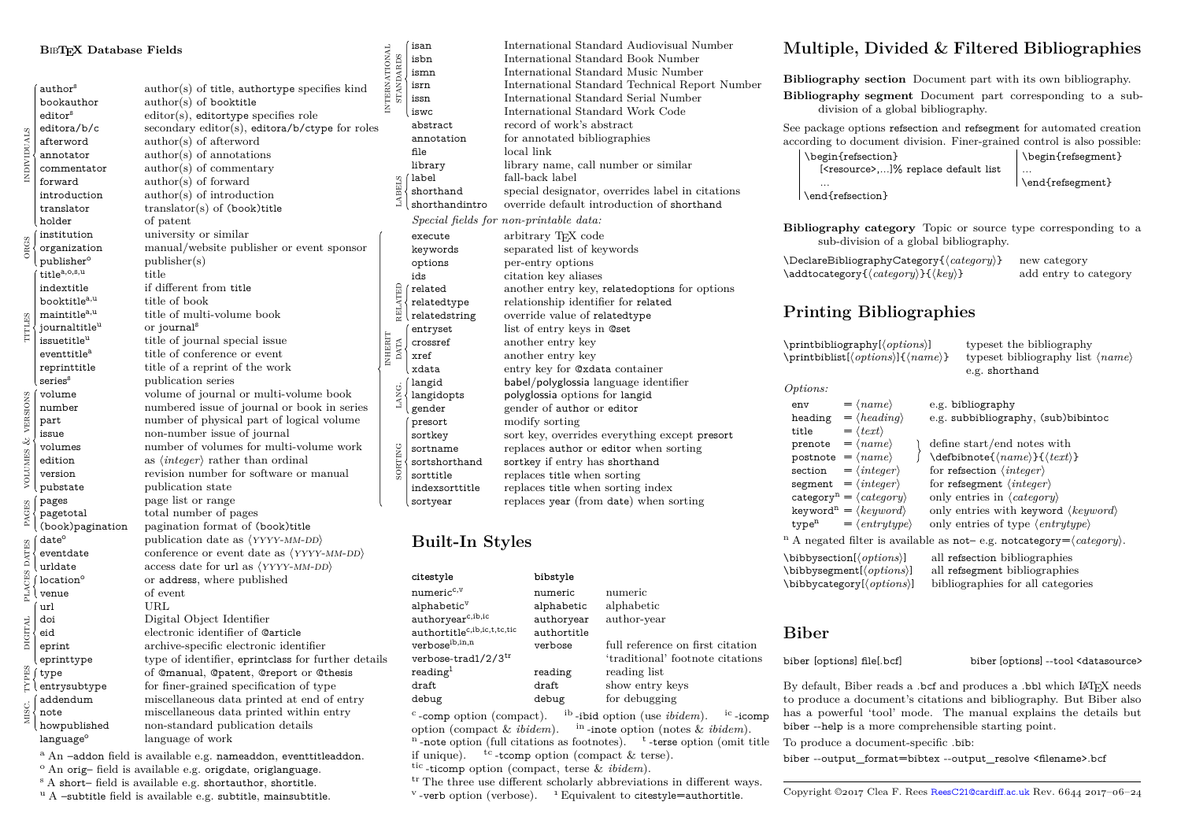### BibTeX Database Fields

| Group | Field | Description |
|---|---|---|
| INDIVIDUALS | author[s] | author(s) of title, authortype specifies kind |
| | bookauthor | author(s) of booktitle |
| | editor[s] | editor(s), editortype specifies role |
| | editora/b/c | secondary editor(s), editora/b/ctype for roles |
| | afterword | author(s) of afterword |
| | annotator | author(s) of annotations |
| | commentator | author(s) of commentary |
| | forward | author(s) of forward |
| | introduction | author(s) of introduction |
| | translator | translator(s) of (book)title |
| | holder | of patent |
| ORGS | institution | university or similar |
| | organization | manual/website publisher or event sponsor |
| | publisher[o] | publisher(s) |
| TITLES | title[a,o,s,u] | title |
| | indextitle | if different from title |
| | booktitle[a,u] | title of book |
| | maintitle[a,u] | title of multi-volume book |
| | journaltitle[u] | or journal[s] |
| | issuetitle[u] | title of journal special issue |
| | eventtitle[a] | title of conference or event |
| | reprinttitle | title of a reprint of the work |
| | series[s] | publication series |
| VOLUMES & VERSIONS | volume | volume of journal or multi-volume book |
| | number | numbered issue of journal or book in series |
| | part | number of physical part of logical volume |
| | issue | non-number issue of journal |
| | volumes | number of volumes for multi-volume work |
| | edition | as ⟨integer⟩ rather than ordinal |
| | version | revision number for software or manual |
| | pubstate | publication state |
| PAGES | pages | page list or range |
| | pagetotal | total number of pages |
| | (book)pagination | pagination format of (book)title |
| DATES | date[o] | publication date as ⟨YYYY-MM-DD⟩ |
| | eventdate | conference or event date as ⟨YYYY-MM-DD⟩ |
| | urldate | access date for url as ⟨YYYY-MM-DD⟩ |
| PLACES | location[o] | or address, where published |
| | venue | of event |
| DIGITAL | url | URL |
| | doi | Digital Object Identifier |
| | eid | electronic identifier of @article |
| | eprint | archive-specific electronic identifier |
| | eprinttype | type of identifier, eprintclass for further details |
| TYPES | type | of @manual, @patent, @report or @thesis |
| | entrysubtype | for finer-grained specification of type |
| MISC. | addendum | miscellaneous data printed at end of entry |
| | note | miscellaneous data printed within entry |
| | howpublished | non-standard publication details |
| | language[o] | language of work |

[a] An –addon field is available e.g. nameaddon, eventtitleaddon.
[o] An orig– field is available e.g. origdate, origlanguage.
[s] A short– field is available e.g. shortauthor, shortitle.
[u] A –subtitle field is available e.g. subtitle, mainsubtitle.

| Group | Field | Description |
|---|---|---|
| INTERNATIONAL STANDARDS | isan | International Standard Audiovisual Number |
| | isbn | International Standard Book Number |
| | ismn | International Standard Music Number |
| | isrn | International Standard Technical Report Number |
| | issn | International Standard Serial Number |
| | iswc | International Standard Work Code |
| | abstract | record of work's abstract |
| | annotation | for annotated bibliographies |
| | file | local link |
| | library | library name, call number or similar |
| LABELS | label | fall-back label |
| | shorthand | special designator, overrides label in citations |
| | shorthandintro | override default introduction of shorthand |

*Special fields for non-printable data:*

| Group | Field | Description |
|---|---|---|
| | execute | arbitrary TeX code |
| | keywords | separated list of keywords |
| | options | per-entry options |
| | ids | citation key aliases |
| RELATED | related | another entry key, relatedoptions for options |
| | relatedtype | relationship identifier for related |
| | relatedstring | override value of relatedtype |
| INHERIT DATA | entryset | list of entry keys in @set |
| | crossref | another entry key |
| | xref | another entry key |
| | xdata | entry key for @xdata container |
| LANG. | langid | babel/polyglossia language identifier |
| | langidopts | polyglossia options for langid |
| | gender | gender of author or editor |
| SORTING | presort | modify sorting |
| | sortkey | sort key, overrides everything except presort |
| | sortname | replaces author or editor when sorting |
| | sortshorthand | sortkey if entry has shorthand |
| | sorttitle | replaces title when sorting |
| | indexsorttitle | replaces title when sorting index |
| | sortyear | replaces year (from date) when sorting |

## Built-In Styles

| citestyle | bibstyle | |
|---|---|---|
| numeric[c,v] | numeric | numeric |
| alphabetic[v] | alphabetic | alphabetic |
| authoryear[c,ib,ic] | authoryear | author-year |
| authortitle[c,ib,ic,t,tc,tic] | authortitle | |
| verbose[ib,in,n] | verbose | full reference on first citation |
| verbose-trad1/2/3[tr] | | 'traditional' footnote citations |
| reading[1] | reading | reading list |
| draft | draft | show entry keys |
| debug | debug | for debugging |

[c] -comp option (compact). [ib] -ibid option (use *ibidem*). [ic] -icomp option (compact & *ibidem*). [in] -inote option (notes & *ibidem*). [n] -note option (full citations as footnotes). [t] -terse option (omit title if unique). [tc] -tcomp option (compact & terse).
[tic] -ticomp option (compact, terse & *ibidem*).
[tr] The three use different scholarly abbreviations in different ways.
[v] -verb option (verbose). [1] Equivalent to citestyle=authortitle.

## Multiple, Divided & Filtered Bibliographies

**Bibliography section** Document part with its own bibliography.

**Bibliography segment** Document part corresponding to a sub-division of a global bibliography.

See package options refsection and refsegment for automated creation according to document division. Finer-grained control is also possible:

```
\begin{refsection}
  [<resource>,...]% replace default list
  ...
\end{refsection}
```

```
\begin{refsegment}
...
\end{refsegment}
```

**Bibliography category** Topic or source type corresponding to a sub-division of a global bibliography.

| | |
|---|---|
| \DeclareBibliographyCategory{⟨category⟩} | new category |
| \addtocategory{⟨category⟩}{⟨key⟩} | add entry to category |

## Printing Bibliographies

| | |
|---|---|
| \printbibliography[⟨options⟩] | typeset the bibliography |
| \printbiblist[⟨options⟩]{⟨name⟩} | typeset bibliography list ⟨name⟩ e.g. shorthand |

*Options:*

| Option | Value | Description |
|---|---|---|
| env | = ⟨name⟩ | e.g. bibliography |
| heading | = ⟨heading⟩ | e.g. subbibliography, (sub)bibintoc |
| title | = ⟨text⟩ | |
| prenote | = ⟨name⟩ | define start/end notes with \defbibnote{⟨name⟩}{⟨text⟩} |
| postnote | = ⟨name⟩ | |
| section | = ⟨integer⟩ | for refsection ⟨integer⟩ |
| segment | = ⟨integer⟩ | for refsegment ⟨integer⟩ |
| category[n] | = ⟨category⟩ | only entries in ⟨category⟩ |
| keyword[n] | = ⟨keyword⟩ | only entries with keyword ⟨keyword⟩ |
| type[n] | = ⟨entrytype⟩ | only entries of type ⟨entrytype⟩ |

[n] A negated filter is available as not– e.g. notcategory=⟨category⟩.

| | |
|---|---|
| \bibbysection[⟨options⟩] | all refsection bibliographies |
| \bibbysegment[⟨options⟩] | all refsegment bibliographies |
| \bibbycategory[⟨options⟩] | bibliographies for all categories |

## Biber

```
biber [options] file[.bcf]
biber [options] --tool <datasource>
```

By default, Biber reads a .bcf and produces a .bbl which LaTeX needs to produce a document's citations and bibliography. But Biber also has a powerful 'tool' mode. The manual explains the details but biber --help is a more comprehensible starting point.

To produce a document-specific .bib:

```
biber --output_format=bibtex --output_resolve <filename>.bcf
```

Copyright ©2017 Clea F. Rees ReesC21@cardiff.ac.uk Rev. 6644 2017–06–24